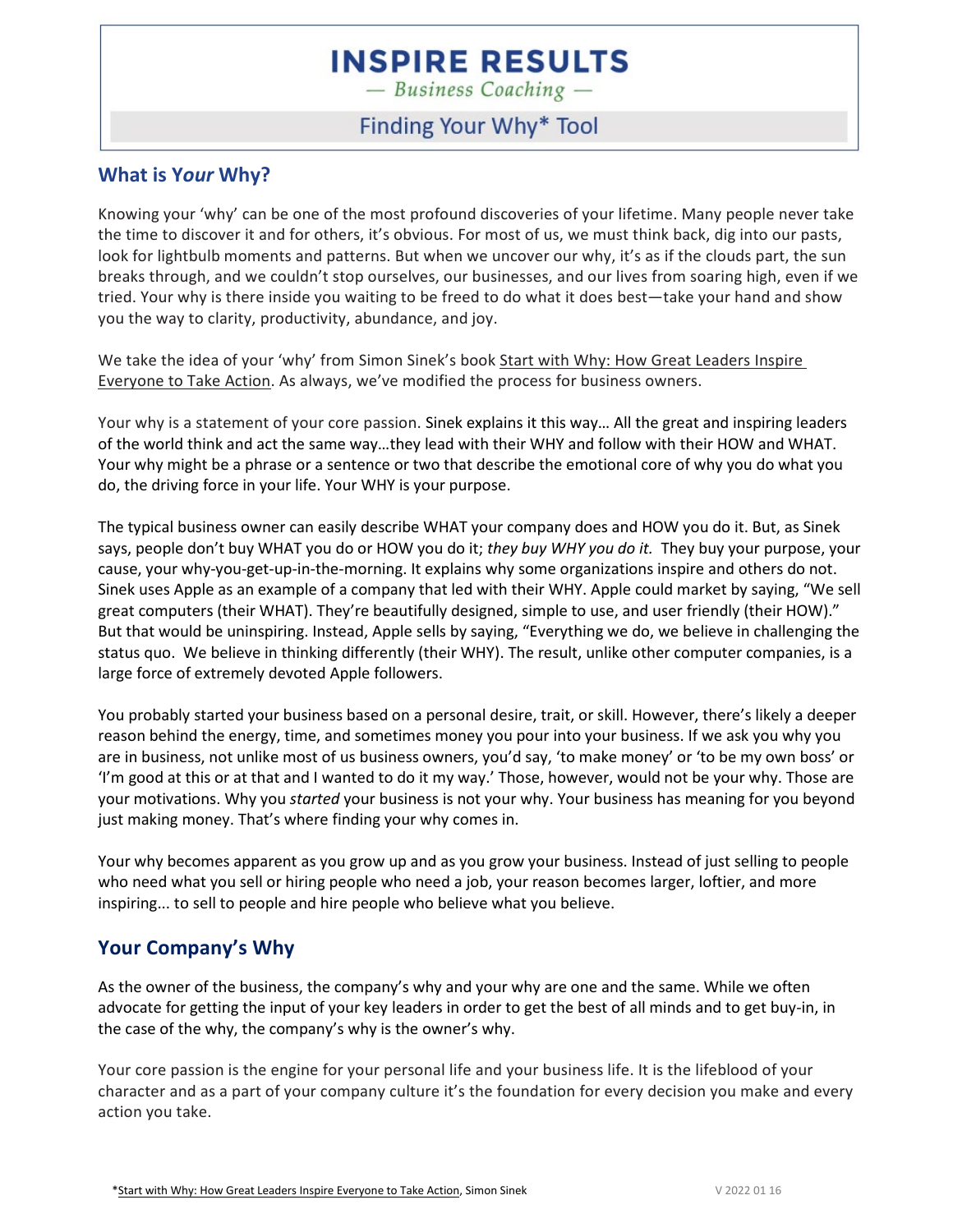# INSPIRE RESULTS

— *Business Coaching* —

## Finding Your Why* Tool

## What is Y*our* Why?

Knowing your 'why' can be one of the most profound discoveries of your lifetime. Many people never take the time to discover it and for others, it's obvious. For most of us, we must think back, dig into our pasts, look for lightbulb moments and patterns. But when we uncover our why, it's as if the clouds part, the sun breaks through, and we couldn't stop ourselves, our businesses, and our lives from soaring high, even if we tried. Your why is there inside you waiting to be freed to do what it does best—take your hand and show you the way to clarity, productivity, abundance, and joy.

We take the idea of your 'why' from Simon Sinek's book Start with Why: How Great Leaders Inspire Everyone to Take Action. As always, we've modified the process for business owners.

Your why is a statement of your core passion. Sinek explains it this way… All the great and inspiring leaders of the world think and act the same way…they lead with their WHY and follow with their HOW and WHAT. Your why might be a phrase or a sentence or two that describe the emotional core of why you do what you do, the driving force in your life. Your WHY is your purpose.

The typical business owner can easily describe WHAT your company does and HOW you do it. But, as Sinek says, people don't buy WHAT you do or HOW you do it; *they buy WHY you do it.* They buy your purpose, your cause, your why-you-get-up-in-the-morning. It explains why some organizations inspire and others do not. Sinek uses Apple as an example of a company that led with their WHY. Apple could market by saying, "We sell great computers (their WHAT). They're beautifully designed, simple to use, and user friendly (their HOW)." But that would be uninspiring. Instead, Apple sells by saying, "Everything we do, we believe in challenging the status quo. We believe in thinking differently (their WHY). The result, unlike other computer companies, is a large force of extremely devoted Apple followers.

You probably started your business based on a personal desire, trait, or skill. However, there's likely a deeper reason behind the energy, time, and sometimes money you pour into your business. If we ask you why you are in business, not unlike most of us business owners, you'd say, 'to make money' or 'to be my own boss' or 'I'm good at this or at that and I wanted to do it my way.' Those, however, would not be your why. Those are your motivations. Why you *started* your business is not your why. Your business has meaning for you beyond just making money. That's where finding your why comes in.

Your why becomes apparent as you grow up and as you grow your business. Instead of just selling to people who need what you sell or hiring people who need a job, your reason becomes larger, loftier, and more inspiring... to sell to people and hire people who believe what you believe.

## Your Company's Why

As the owner of the business, the company's why and your why are one and the same. While we often advocate for getting the input of your key leaders in order to get the best of all minds and to get buy-in, in the case of the why, the company's why is the owner's why.

Your core passion is the engine for your personal life and your business life. It is the lifeblood of your character and as a part of your company culture it's the foundation for every decision you make and every action you take.

*Start with Why: How Great Leaders Inspire Everyone to Take Action, Simon Sinek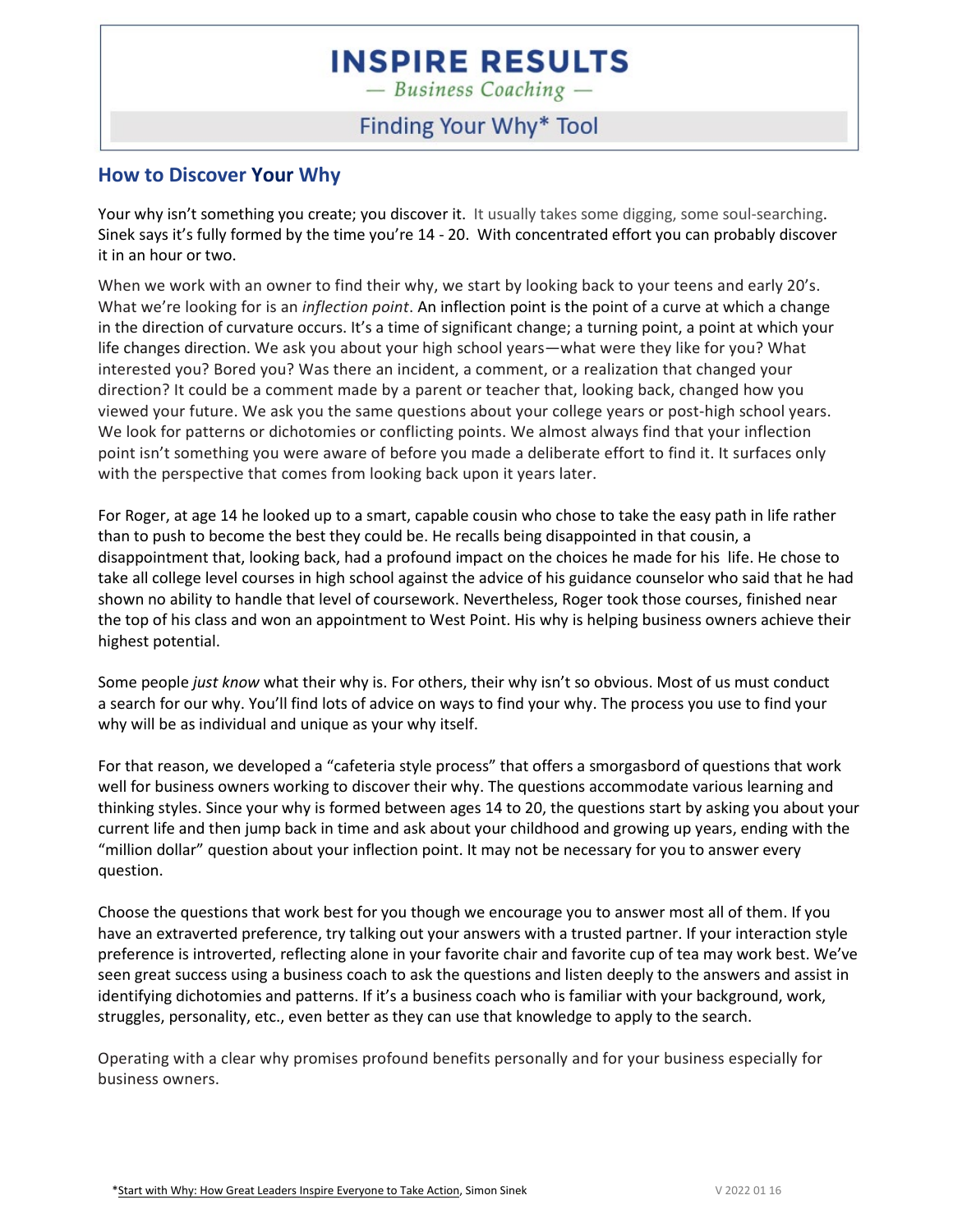# INSPIRE RESULTS

— *Business Coaching* —

## Finding Your Why* Tool

### How to Discover Your Why

Your why isn't something you create; you discover it. It usually takes some digging, some soul-searching. Sinek says it's fully formed by the time you're 14 - 20. With concentrated effort you can probably discover it in an hour or two.

When we work with an owner to find their why, we start by looking back to your teens and early 20's. What we're looking for is an *inflection point*. An inflection point is the point of a curve at which a change in the direction of curvature occurs. It's a time of significant change; a turning point, a point at which your life changes direction. We ask you about your high school years—what were they like for you? What interested you? Bored you? Was there an incident, a comment, or a realization that changed your direction? It could be a comment made by a parent or teacher that, looking back, changed how you viewed your future. We ask you the same questions about your college years or post-high school years. We look for patterns or dichotomies or conflicting points. We almost always find that your inflection point isn't something you were aware of before you made a deliberate effort to find it. It surfaces only with the perspective that comes from looking back upon it years later.

For Roger, at age 14 he looked up to a smart, capable cousin who chose to take the easy path in life rather than to push to become the best they could be. He recalls being disappointed in that cousin, a disappointment that, looking back, had a profound impact on the choices he made for his life. He chose to take all college level courses in high school against the advice of his guidance counselor who said that he had shown no ability to handle that level of coursework. Nevertheless, Roger took those courses, finished near the top of his class and won an appointment to West Point. His why is helping business owners achieve their highest potential.

Some people *just know* what their why is. For others, their why isn't so obvious. Most of us must conduct a search for our why. You'll find lots of advice on ways to find your why. The process you use to find your why will be as individual and unique as your why itself.

For that reason, we developed a "cafeteria style process" that offers a smorgasbord of questions that work well for business owners working to discover their why. The questions accommodate various learning and thinking styles. Since your why is formed between ages 14 to 20, the questions start by asking you about your current life and then jump back in time and ask about your childhood and growing up years, ending with the "million dollar" question about your inflection point. It may not be necessary for you to answer every question.

Choose the questions that work best for you though we encourage you to answer most all of them. If you have an extraverted preference, try talking out your answers with a trusted partner. If your interaction style preference is introverted, reflecting alone in your favorite chair and favorite cup of tea may work best. We've seen great success using a business coach to ask the questions and listen deeply to the answers and assist in identifying dichotomies and patterns. If it's a business coach who is familiar with your background, work, struggles, personality, etc., even better as they can use that knowledge to apply to the search.

Operating with a clear why promises profound benefits personally and for your business especially for business owners.

*Start with Why: How Great Leaders Inspire Everyone to Take Action, Simon Sinek

V 2022 01 16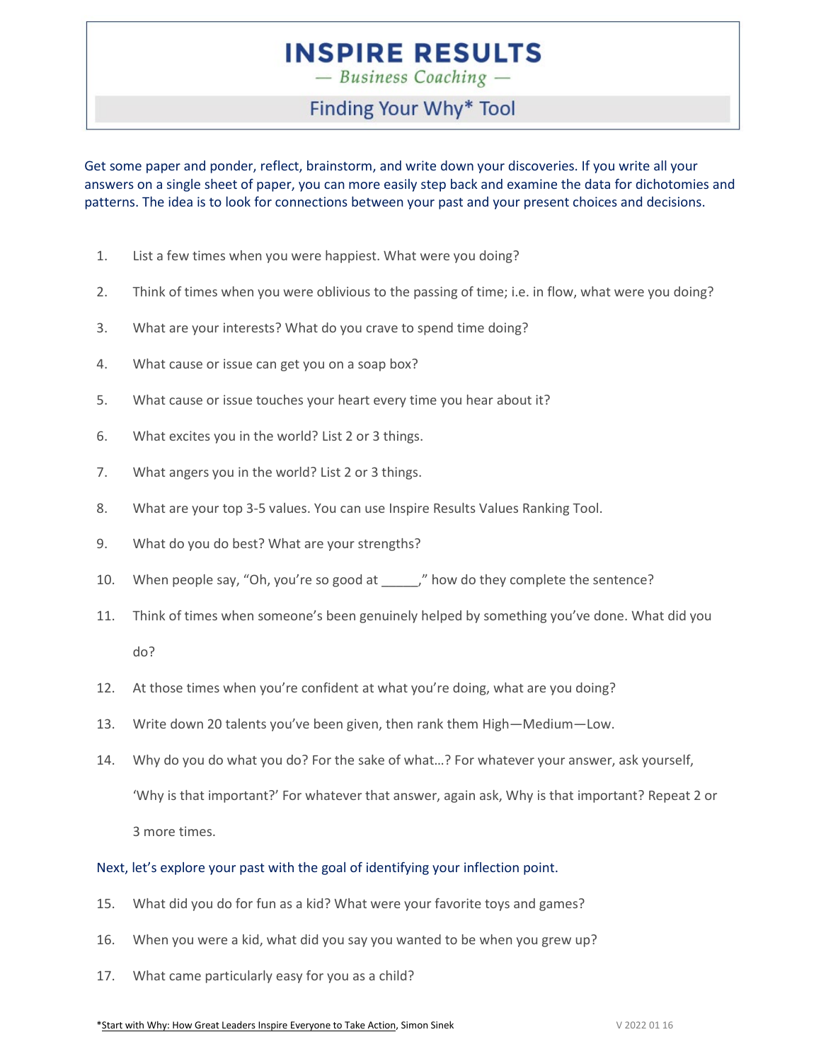# INSPIRE RESULTS

*— Business Coaching —*

## Finding Your Why* Tool

Get some paper and ponder, reflect, brainstorm, and write down your discoveries. If you write all your answers on a single sheet of paper, you can more easily step back and examine the data for dichotomies and patterns. The idea is to look for connections between your past and your present choices and decisions.

1. List a few times when you were happiest. What were you doing?
2. Think of times when you were oblivious to the passing of time; i.e. in flow, what were you doing?
3. What are your interests? What do you crave to spend time doing?
4. What cause or issue can get you on a soap box?
5. What cause or issue touches your heart every time you hear about it?
6. What excites you in the world? List 2 or 3 things.
7. What angers you in the world? List 2 or 3 things.
8. What are your top 3-5 values. You can use Inspire Results Values Ranking Tool.
9. What do you do best? What are your strengths?
10. When people say, "Oh, you're so good at _____," how do they complete the sentence?
11. Think of times when someone's been genuinely helped by something you've done. What did you do?
12. At those times when you're confident at what you're doing, what are you doing?
13. Write down 20 talents you've been given, then rank them High—Medium—Low.
14. Why do you do what you do? For the sake of what…? For whatever your answer, ask yourself, 'Why is that important?' For whatever that answer, again ask, Why is that important? Repeat 2 or 3 more times.

Next, let's explore your past with the goal of identifying your inflection point.

15. What did you do for fun as a kid? What were your favorite toys and games?
16. When you were a kid, what did you say you wanted to be when you grew up?
17. What came particularly easy for you as a child?

*<u>Start with Why: How Great Leaders Inspire Everyone to Take Action</u>, Simon Sinek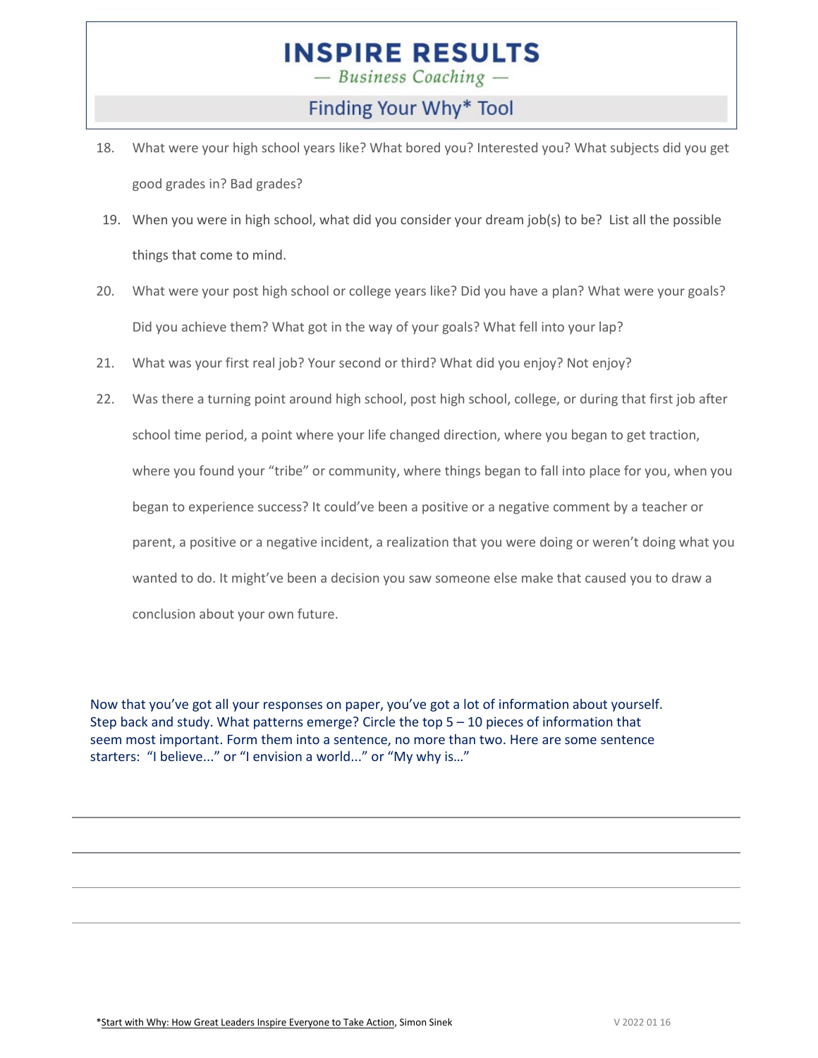18. What were your high school years like? What bored you? Interested you? What subjects did you get good grades in? Bad grades?

19. When you were in high school, what did you consider your dream job(s) to be? List all the possible things that come to mind.

20. What were your post high school or college years like? Did you have a plan? What were your goals? Did you achieve them? What got in the way of your goals? What fell into your lap?

21. What was your first real job? Your second or third? What did you enjoy? Not enjoy?

22. Was there a turning point around high school, post high school, college, or during that first job after school time period, a point where your life changed direction, where you began to get traction, where you found your "tribe" or community, where things began to fall into place for you, when you began to experience success? It could've been a positive or a negative comment by a teacher or parent, a positive or a negative incident, a realization that you were doing or weren't doing what you wanted to do. It might've been a decision you saw someone else make that caused you to draw a conclusion about your own future.

Now that you've got all your responses on paper, you've got a lot of information about yourself. Step back and study. What patterns emerge? Circle the top 5 – 10 pieces of information that seem most important. Form them into a sentence, no more than two. Here are some sentence starters: "I believe..." or "I envision a world..." or "My why is…"

______________________________________________________________________________

______________________________________________________________________________

______________________________________________________________________________

______________________________________________________________________________

*Start with Why: How Great Leaders Inspire Everyone to Take Action, Simon Sinek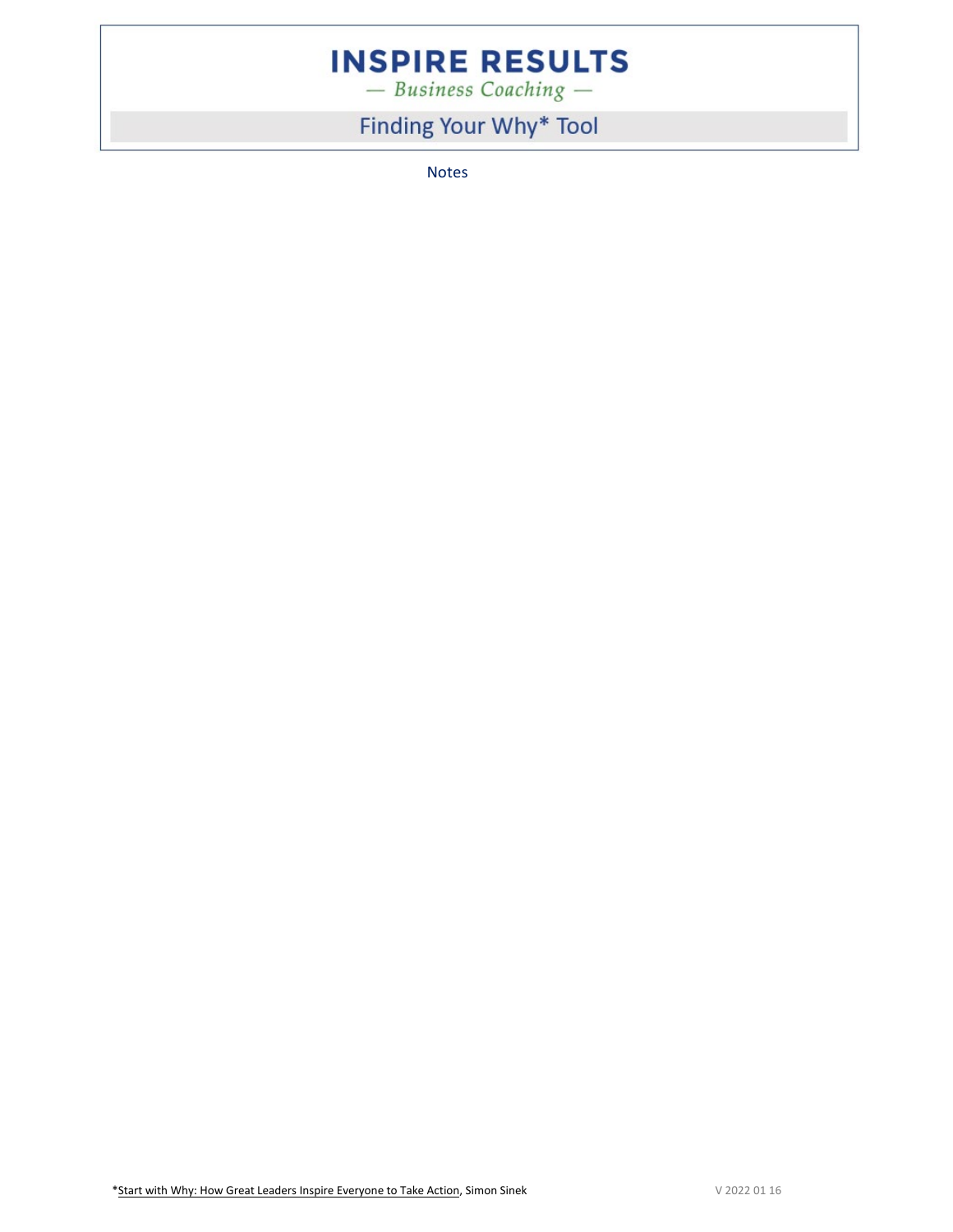# INSPIRE RESULTS

*— Business Coaching —*

## Finding Your Why* Tool

Notes

*Start with Why: How Great Leaders Inspire Everyone to Take Action, Simon Sinek

V 2022 01 16